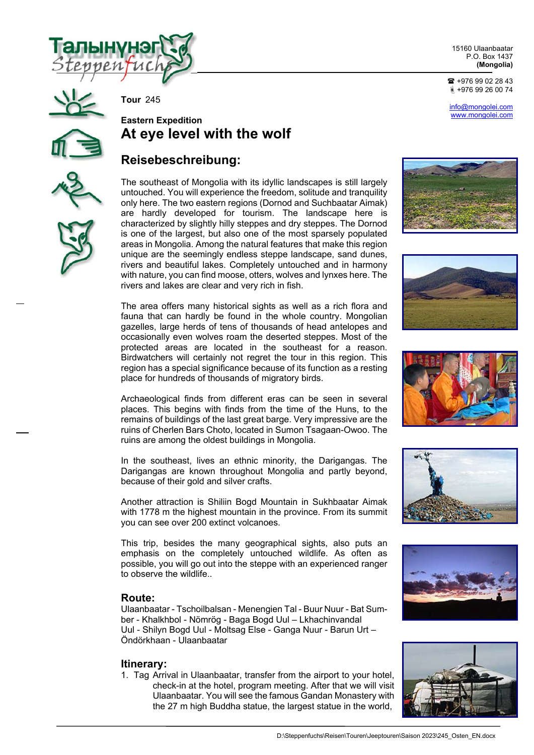Талынуннэг Steppenfuchs

15160 Ulaanbaatar
P.O. Box 1437
**(Mongolia)**

☎ +976 99 02 28 43
+976 99 26 00 74

info@mongolei.com
www.mongolei.com

**Tour** 245

**Eastern Expedition**

# At eye level with the wolf

## Reisebeschreibung:

The southeast of Mongolia with its idyllic landscapes is still largely untouched. You will experience the freedom, solitude and tranquility only here. The two eastern regions (Dornod and Suchbaatar Aimak) are hardly developed for tourism. The landscape here is characterized by slightly hilly steppes and dry steppes. The Dornod is one of the largest, but also one of the most sparsely populated areas in Mongolia. Among the natural features that make this region unique are the seemingly endless steppe landscape, sand dunes, rivers and beautiful lakes. Completely untouched and in harmony with nature, you can find moose, otters, wolves and lynxes here. The rivers and lakes are clear and very rich in fish.

The area offers many historical sights as well as a rich flora and fauna that can hardly be found in the whole country. Mongolian gazelles, large herds of tens of thousands of head antelopes and occasionally even wolves roam the deserted steppes. Most of the protected areas are located in the southeast for a reason. Birdwatchers will certainly not regret the tour in this region. This region has a special significance because of its function as a resting place for hundreds of thousands of migratory birds.

Archaeological finds from different eras can be seen in several places. This begins with finds from the time of the Huns, to the remains of buildings of the last great barge. Very impressive are the ruins of Cherlen Bars Choto, located in Sumon Tsagaan-Owoo. The ruins are among the oldest buildings in Mongolia.

In the southeast, lives an ethnic minority, the Darigangas. The Darigangas are known throughout Mongolia and partly beyond, because of their gold and silver crafts.

Another attraction is Shiliin Bogd Mountain in Sukhbaatar Aimak with 1778 m the highest mountain in the province. From its summit you can see over 200 extinct volcanoes.

This trip, besides the many geographical sights, also puts an emphasis on the completely untouched wildlife. As often as possible, you will go out into the steppe with an experienced ranger to observe the wildlife..

### Route:

Ulaanbaatar - Tschoilbalsan - Menengien Tal - Buur Nuur - Bat Sumber - Khalkhbol - Nömrög - Baga Bogd Uul – Lkhachinvandal Uul - Shilyn Bogd Uul - Moltsag Else - Ganga Nuur - Barun Urt – Öndörkhaan - Ulaanbaatar

### Itinerary:

1. Tag Arrival in Ulaanbaatar, transfer from the airport to your hotel, check-in at the hotel, program meeting. After that we will visit Ulaanbaatar. You will see the famous Gandan Monastery with the 27 m high Buddha statue, the largest statue in the world,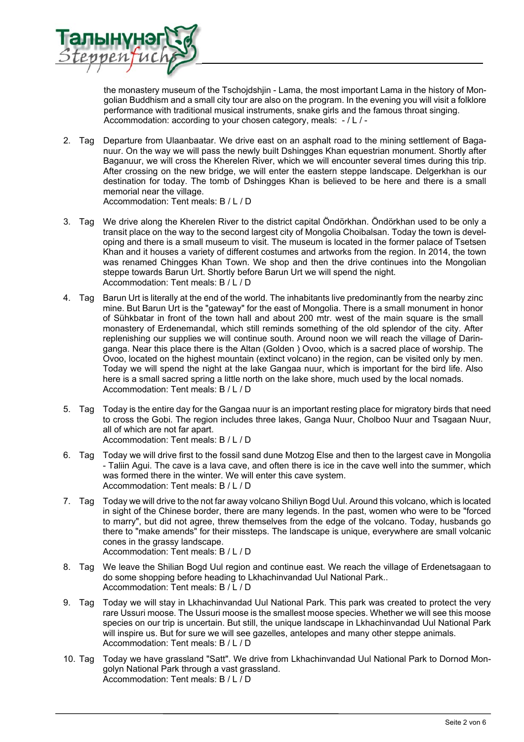the monastery museum of the Tschojdshjin - Lama, the most important Lama in the history of Mongolian Buddhism and a small city tour are also on the program. In the evening you will visit a folklore performance with traditional musical instruments, snake girls and the famous throat singing.
Accommodation: according to your chosen category, meals: - / L / -

2. Tag Departure from Ulaanbaatar. We drive east on an asphalt road to the mining settlement of Baganuur. On the way we will pass the newly built Dshingges Khan equestrian monument. Shortly after Baganuur, we will cross the Kherelen River, which we will encounter several times during this trip. After crossing on the new bridge, we will enter the eastern steppe landscape. Delgerkhan is our destination for today. The tomb of Dshingges Khan is believed to be here and there is a small memorial near the village.
Accommodation: Tent meals: B / L / D

3. Tag We drive along the Kherelen River to the district capital Öndörkhan. Öndörkhan used to be only a transit place on the way to the second largest city of Mongolia Choibalsan. Today the town is developing and there is a small museum to visit. The museum is located in the former palace of Tsetsen Khan and it houses a variety of different costumes and artworks from the region. In 2014, the town was renamed Chingges Khan Town. We shop and then the drive continues into the Mongolian steppe towards Barun Urt. Shortly before Barun Urt we will spend the night.
Accommodation: Tent meals: B / L / D

4. Tag Barun Urt is literally at the end of the world. The inhabitants live predominantly from the nearby zinc mine. But Barun Urt is the "gateway" for the east of Mongolia. There is a small monument in honor of Sühkbatar in front of the town hall and about 200 mtr. west of the main square is the small monastery of Erdenemandal, which still reminds something of the old splendor of the city. After replenishing our supplies we will continue south. Around noon we will reach the village of Dariganga. Near this place there is the Altan (Golden ) Ovoo, which is a sacred place of worship. The Ovoo, located on the highest mountain (extinct volcano) in the region, can be visited only by men. Today we will spend the night at the lake Gangaa nuur, which is important for the bird life. Also here is a small sacred spring a little north on the lake shore, much used by the local nomads.
Accommodation: Tent meals: B / L / D

5. Tag Today is the entire day for the Gangaa nuur is an important resting place for migratory birds that need to cross the Gobi. The region includes three lakes, Ganga Nuur, Cholboo Nuur and Tsagaan Nuur, all of which are not far apart.
Accommodation: Tent meals: B / L / D

6. Tag Today we will drive first to the fossil sand dune Motzog Else and then to the largest cave in Mongolia - Taliin Agui. The cave is a lava cave, and often there is ice in the cave well into the summer, which was formed there in the winter. We will enter this cave system.
Accommodation: Tent meals: B / L / D

7. Tag Today we will drive to the not far away volcano Shiliyn Bogd Uul. Around this volcano, which is located in sight of the Chinese border, there are many legends. In the past, women who were to be "forced to marry", but did not agree, threw themselves from the edge of the volcano. Today, husbands go there to "make amends" for their missteps. The landscape is unique, everywhere are small volcanic cones in the grassy landscape.
Accommodation: Tent meals: B / L / D

8. Tag We leave the Shilian Bogd Uul region and continue east. We reach the village of Erdenetsagaan to do some shopping before heading to Lkhachinvandad Uul National Park..
Accommodation: Tent meals: B / L / D

9. Tag Today we will stay in Lkhachinvandad Uul National Park. This park was created to protect the very rare Ussuri moose. The Ussuri moose is the smallest moose species. Whether we will see this moose species on our trip is uncertain. But still, the unique landscape in Lkhachinvandad Uul National Park will inspire us. But for sure we will see gazelles, antelopes and many other steppe animals.
Accommodation: Tent meals: B / L / D

10. Tag Today we have grassland "Satt". We drive from Lkhachinvandad Uul National Park to Dornod Mongolyn National Park through a vast grassland.
Accommodation: Tent meals: B / L / D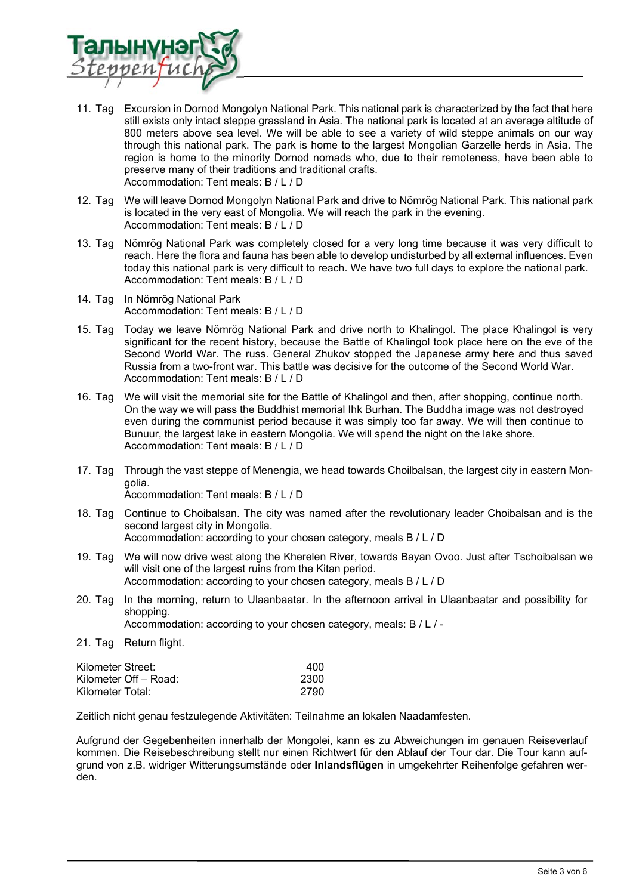11. Tag Excursion in Dornod Mongolyn National Park. This national park is characterized by the fact that here still exists only intact steppe grassland in Asia. The national park is located at an average altitude of 800 meters above sea level. We will be able to see a variety of wild steppe animals on our way through this national park. The park is home to the largest Mongolian Garzelle herds in Asia. The region is home to the minority Dornod nomads who, due to their remoteness, have been able to preserve many of their traditions and traditional crafts.
Accommodation: Tent meals: B / L / D

12. Tag We will leave Dornod Mongolyn National Park and drive to Nömrög National Park. This national park is located in the very east of Mongolia. We will reach the park in the evening.
Accommodation: Tent meals: B / L / D

13. Tag Nömrög National Park was completely closed for a very long time because it was very difficult to reach. Here the flora and fauna has been able to develop undisturbed by all external influences. Even today this national park is very difficult to reach. We have two full days to explore the national park.
Accommodation: Tent meals: B / L / D

14. Tag In Nömrög National Park
Accommodation: Tent meals: B / L / D

15. Tag Today we leave Nömrög National Park and drive north to Khalingol. The place Khalingol is very significant for the recent history, because the Battle of Khalingol took place here on the eve of the Second World War. The russ. General Zhukov stopped the Japanese army here and thus saved Russia from a two-front war. This battle was decisive for the outcome of the Second World War.
Accommodation: Tent meals: B / L / D

16. Tag We will visit the memorial site for the Battle of Khalingol and then, after shopping, continue north. On the way we will pass the Buddhist memorial Ihk Burhan. The Buddha image was not destroyed even during the communist period because it was simply too far away. We will then continue to Bunuur, the largest lake in eastern Mongolia. We will spend the night on the lake shore.
Accommodation: Tent meals: B / L / D

17. Tag Through the vast steppe of Menengia, we head towards Choilbalsan, the largest city in eastern Mongolia.
Accommodation: Tent meals: B / L / D

18. Tag Continue to Choibalsan. The city was named after the revolutionary leader Choibalsan and is the second largest city in Mongolia.
Accommodation: according to your chosen category, meals B / L / D

19. Tag We will now drive west along the Kherelen River, towards Bayan Ovoo. Just after Tschoibalsan we will visit one of the largest ruins from the Kitan period.
Accommodation: according to your chosen category, meals B / L / D

20. Tag In the morning, return to Ulaanbaatar. In the afternoon arrival in Ulaanbaatar and possibility for shopping.
Accommodation: according to your chosen category, meals: B / L / -

21. Tag Return flight.

| | |
|---|---|
| Kilometer Street: | 400 |
| Kilometer Off – Road: | 2300 |
| Kilometer Total: | 2790 |

Zeitlich nicht genau festzulegende Aktivitäten: Teilnahme an lokalen Naadamfesten.

Aufgrund der Gegebenheiten innerhalb der Mongolei, kann es zu Abweichungen im genauen Reiseverlauf kommen. Die Reisebeschreibung stellt nur einen Richtwert für den Ablauf der Tour dar. Die Tour kann aufgrund von z.B. widriger Witterungsumstände oder **Inlandsflügen** in umgekehrter Reihenfolge gefahren werden.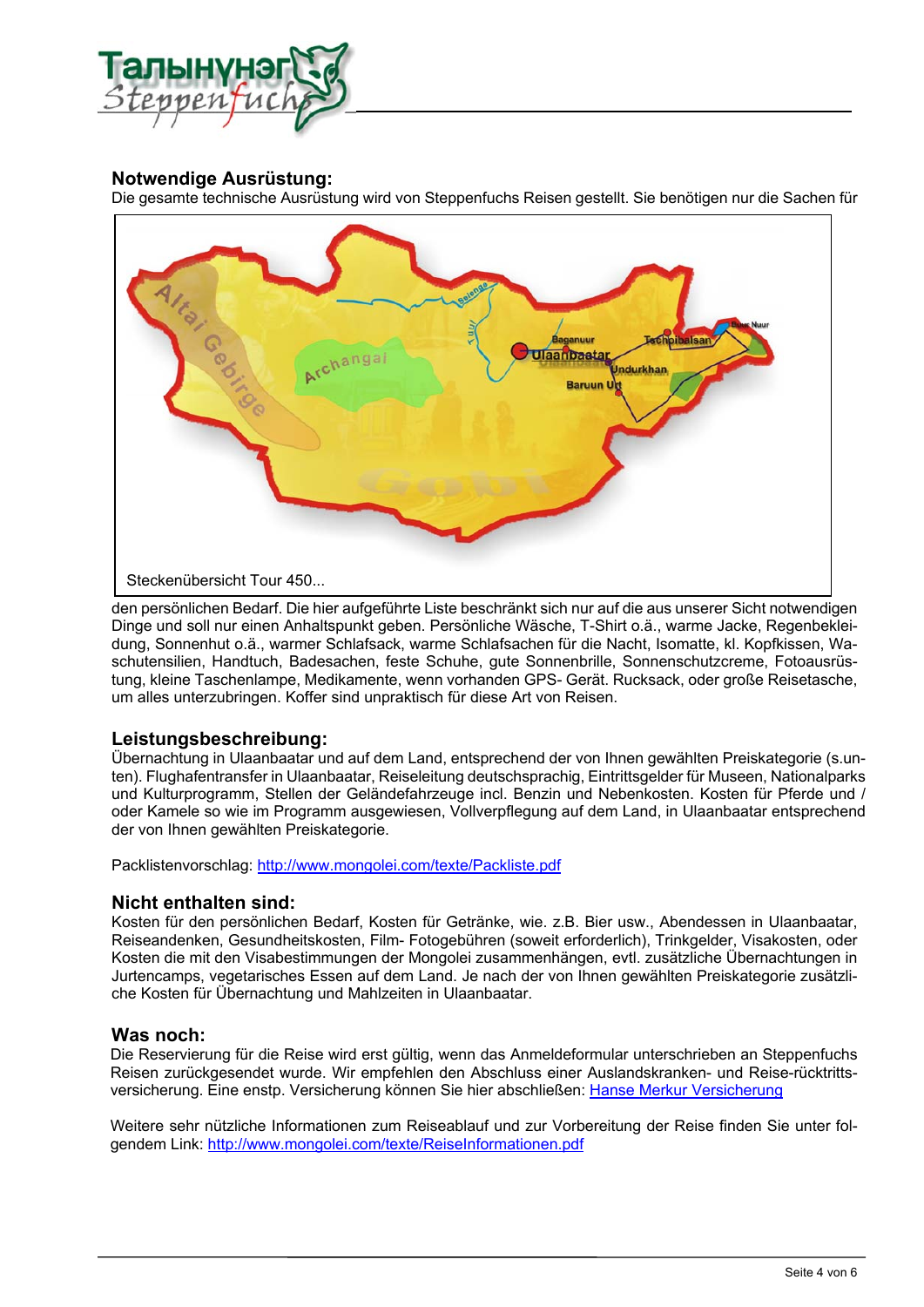## Notwendige Ausrüstung:

Die gesamte technische Ausrüstung wird von Steppenfuchs Reisen gestellt. Sie benötigen nur die Sachen für den persönlichen Bedarf. Die hier aufgeführte Liste beschränkt sich nur auf die aus unserer Sicht notwendigen Dinge und soll nur einen Anhaltspunkt geben. Persönliche Wäsche, T-Shirt o.ä., warme Jacke, Regenbekleidung, Sonnenhut o.ä., warmer Schlafsack, warme Schlafsachen für die Nacht, Isomatte, kl. Kopfkissen, Waschutensilien, Handtuch, Badesachen, feste Schuhe, gute Sonnenbrille, Sonnenschutzcreme, Fotoausrüstung, kleine Taschenlampe, Medikamente, wenn vorhanden GPS- Gerät. Rucksack, oder große Reisetasche, um alles unterzubringen. Koffer sind unpraktisch für diese Art von Reisen.

Steckenübersicht Tour 450...

## Leistungsbeschreibung:

Übernachtung in Ulaanbaatar und auf dem Land, entsprechend der von Ihnen gewählten Preiskategorie (s.unten). Flughafentransfer in Ulaanbaatar, Reiseleitung deutschsprachig, Eintrittsgelder für Museen, Nationalparks und Kulturprogramm, Stellen der Geländefahrzeuge incl. Benzin und Nebenkosten. Kosten für Pferde und / oder Kamele so wie im Programm ausgewiesen, Vollverpflegung auf dem Land, in Ulaanbaatar entsprechend der von Ihnen gewählten Preiskategorie.

Packlistenvorschlag: [http://www.mongolei.com/texte/Packliste.pdf](http://www.mongolei.com/texte/Packliste.pdf)

## Nicht enthalten sind:

Kosten für den persönlichen Bedarf, Kosten für Getränke, wie. z.B. Bier usw., Abendessen in Ulaanbaatar, Reiseandenken, Gesundheitskosten, Film- Fotogebühren (soweit erforderlich), Trinkgelder, Visakosten, oder Kosten die mit den Visabestimmungen der Mongolei zusammenhängen, evtl. zusätzliche Übernachtungen in Jurtencamps, vegetarisches Essen auf dem Land. Je nach der von Ihnen gewählten Preiskategorie zusätzliche Kosten für Übernachtung und Mahlzeiten in Ulaanbaatar.

## Was noch:

Die Reservierung für die Reise wird erst gültig, wenn das Anmeldeformular unterschrieben an Steppenfuchs Reisen zurückgesendet wurde. Wir empfehlen den Abschluss einer Auslandskranken- und Reise-rücktrittsversicherung. Eine enstp. Versicherung können Sie hier abschließen: Hanse Merkur Versicherung

Weitere sehr nützliche Informationen zum Reiseablauf und zur Vorbereitung der Reise finden Sie unter folgendem Link: [http://www.mongolei.com/texte/ReiseInformationen.pdf](http://www.mongolei.com/texte/ReiseInformationen.pdf)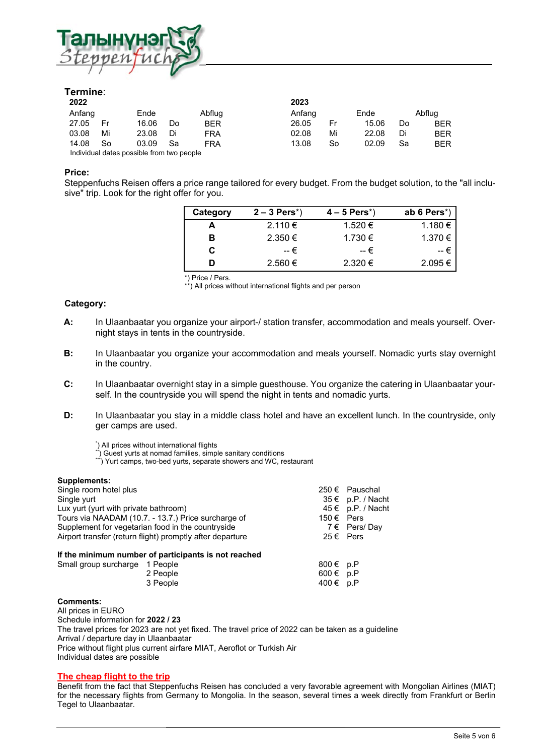**Termine**:

| 2022 | | | | | | 2023 | | | | | |
|---|---|---|---|---|---|---|---|---|---|---|---|
| Anfang | | Ende | | Abflug | | Anfang | | Ende | | Abflug | |
| 27.05 | Fr | 16.06 | Do | BER | | 26.05 | Fr | 15.06 | Do | BER | |
| 03.08 | Mi | 23.08 | Di | FRA | | 02.08 | Mi | 22.08 | Di | BER | |
| 14.08 | So | 03.09 | Sa | FRA | | 13.08 | So | 02.09 | Sa | BER | |

Individual dates possible from two people

**Price:**

Steppenfuchs Reisen offers a price range tailored for every budget. From the budget solution, to the "all inclusive" trip. Look for the right offer for you.

| Category | 2 – 3 Pers*) | 4 – 5 Pers*) | ab 6 Pers*) |
|---|---|---|---|
| **A** | 2.110 € | 1.520 € | 1.180 € |
| **B** | 2.350 € | 1.730 € | 1.370 € |
| **C** | -- € | -- € | -- € |
| **D** | 2.560 € | 2.320 € | 2.095 € |

*) Price / Pers.
**) All prices without international flights and per person

**Category:**

**A:** In Ulaanbaatar you organize your airport-/ station transfer, accommodation and meals yourself. Overnight stays in tents in the countryside.

**B:** In Ulaanbaatar you organize your accommodation and meals yourself. Nomadic yurts stay overnight in the country.

**C:** In Ulaanbaatar overnight stay in a simple guesthouse. You organize the catering in Ulaanbaatar yourself. In the countryside you will spend the night in tents and nomadic yurts.

**D:** In Ulaanbaatar you stay in a middle class hotel and have an excellent lunch. In the countryside, only ger camps are used.

*) All prices without international flights
**) Guest yurts at nomad families, simple sanitary conditions
***) Yurt camps, two-bed yurts, separate showers and WC, restaurant

**Supplements:**

| | | |
|---|---|---|
| Single room hotel plus | 250 € | Pauschal |
| Single yurt | 35 € | p.P. / Nacht |
| Lux yurt (yurt with private bathroom) | 45 € | p.P. / Nacht |
| Tours via NAADAM (10.7. - 13.7.) Price surcharge of | 150 € | Pers |
| Supplement for vegetarian food in the countryside | 7 € | Pers/ Day |
| Airport transfer (return flight) promptly after departure | 25 € | Pers |

**If the minimum number of participants is not reached**

| | | | |
|---|---|---|---|
| Small group surcharge | 1 People | 800 € | p.P |
| | 2 People | 600 € | p.P |
| | 3 People | 400 € | p.P |

**Comments:**

All prices in EURO
Schedule information for **2022 / 23**
The travel prices for 2023 are not yet fixed. The travel price of 2022 can be taken as a guideline
Arrival / departure day in Ulaanbaatar
Price without flight plus current airfare MIAT, Aeroflot or Turkish Air
Individual dates are possible

**The cheap flight to the trip**

Benefit from the fact that Steppenfuchs Reisen has concluded a very favorable agreement with Mongolian Airlines (MIAT) for the necessary flights from Germany to Mongolia. In the season, several times a week directly from Frankfurt or Berlin Tegel to Ulaanbaatar.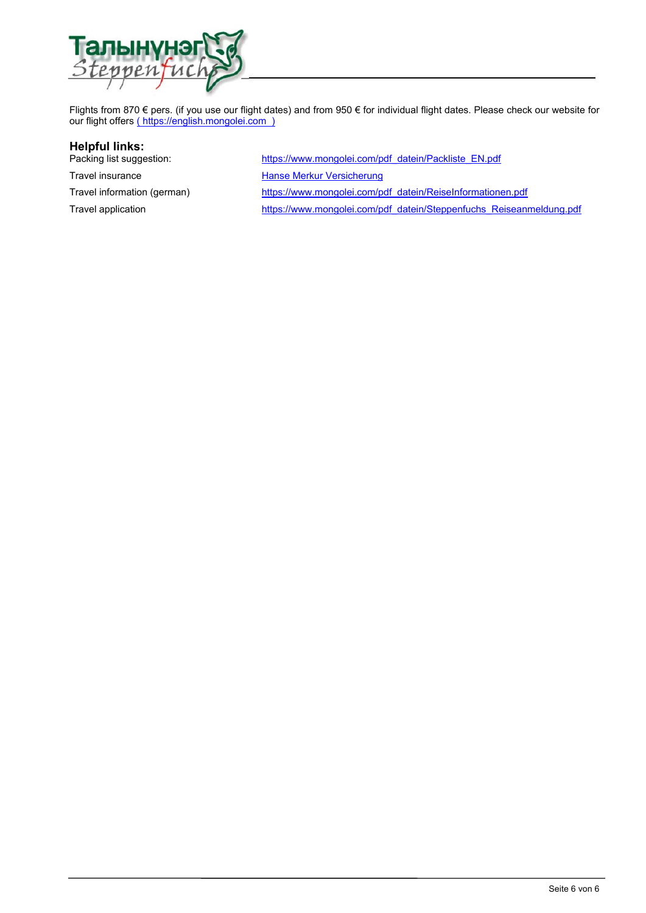Flights from 870 € pers. (if you use our flight dates) and from 950 € for individual flight dates. Please check our website for our flight offers ( https://english.mongolei.com )

## Helpful links:

| | |
|---|---|
| Packing list suggestion: | https://www.mongolei.com/pdf_datein/Packliste_EN.pdf |
| Travel insurance | Hanse Merkur Versicherung |
| Travel information (german) | https://www.mongolei.com/pdf_datein/ReiseInformationen.pdf |
| Travel application | https://www.mongolei.com/pdf_datein/Steppenfuchs_Reiseanmeldung.pdf |